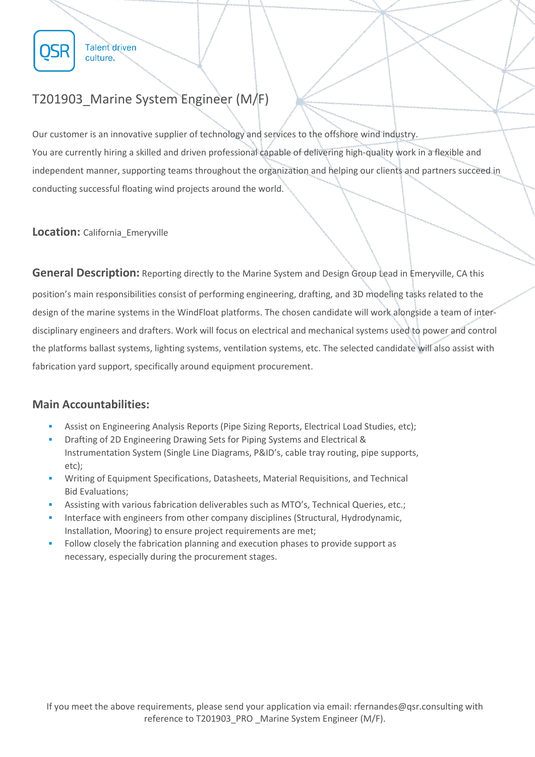QSR Talent driven culture.

# T201903_Marine System Engineer (M/F)

Our customer is an innovative supplier of technology and services to the offshore wind industry.
You are currently hiring a skilled and driven professional capable of delivering high-quality work in a flexible and independent manner, supporting teams throughout the organization and helping our clients and partners succeed in conducting successful floating wind projects around the world.

**Location:** California_Emeryville

**General Description:** Reporting directly to the Marine System and Design Group Lead in Emeryville, CA this position's main responsibilities consist of performing engineering, drafting, and 3D modeling tasks related to the design of the marine systems in the WindFloat platforms. The chosen candidate will work alongside a team of inter-disciplinary engineers and drafters. Work will focus on electrical and mechanical systems used to power and control the platforms ballast systems, lighting systems, ventilation systems, etc. The selected candidate will also assist with fabrication yard support, specifically around equipment procurement.

## Main Accountabilities:

- Assist on Engineering Analysis Reports (Pipe Sizing Reports, Electrical Load Studies, etc);
- Drafting of 2D Engineering Drawing Sets for Piping Systems and Electrical & Instrumentation System (Single Line Diagrams, P&ID's, cable tray routing, pipe supports, etc);
- Writing of Equipment Specifications, Datasheets, Material Requisitions, and Technical Bid Evaluations;
- Assisting with various fabrication deliverables such as MTO's, Technical Queries, etc.;
- Interface with engineers from other company disciplines (Structural, Hydrodynamic, Installation, Mooring) to ensure project requirements are met;
- Follow closely the fabrication planning and execution phases to provide support as necessary, especially during the procurement stages.

If you meet the above requirements, please send your application via email: rfernandes@qsr.consulting with reference to T201903_PRO _Marine System Engineer (M/F).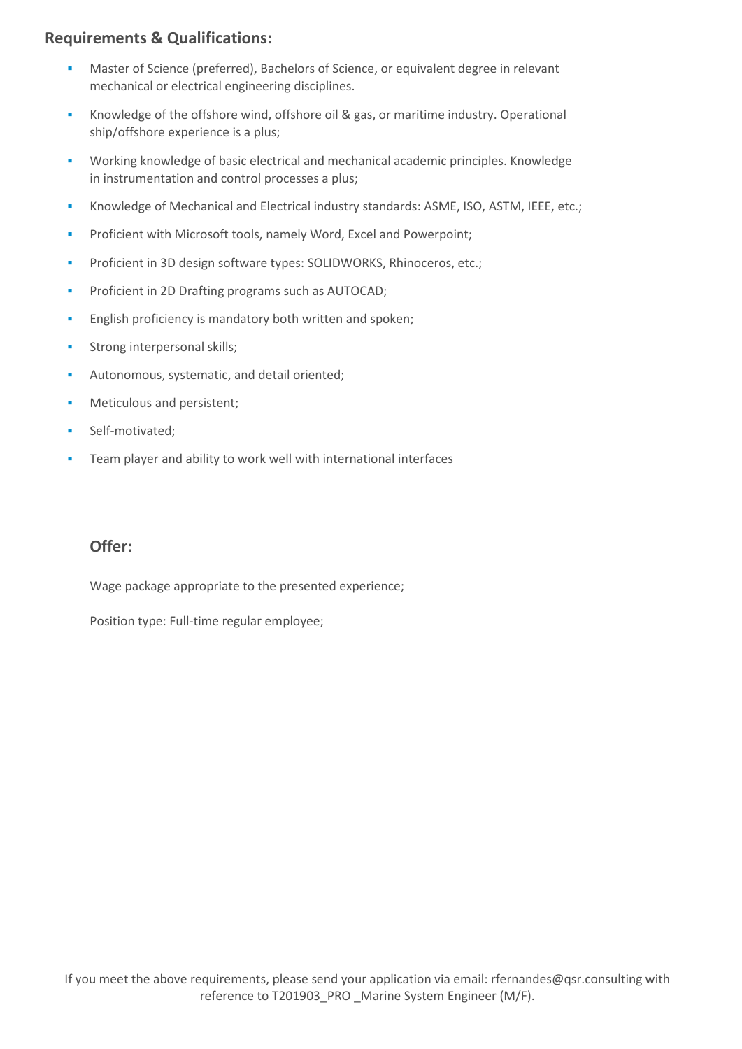## Requirements & Qualifications:

- Master of Science (preferred), Bachelors of Science, or equivalent degree in relevant mechanical or electrical engineering disciplines.
- Knowledge of the offshore wind, offshore oil & gas, or maritime industry. Operational ship/offshore experience is a plus;
- Working knowledge of basic electrical and mechanical academic principles. Knowledge in instrumentation and control processes a plus;
- Knowledge of Mechanical and Electrical industry standards: ASME, ISO, ASTM, IEEE, etc.;
- Proficient with Microsoft tools, namely Word, Excel and Powerpoint;
- Proficient in 3D design software types: SOLIDWORKS, Rhinoceros, etc.;
- Proficient in 2D Drafting programs such as AUTOCAD;
- English proficiency is mandatory both written and spoken;
- Strong interpersonal skills;
- Autonomous, systematic, and detail oriented;
- Meticulous and persistent;
- Self-motivated;
- Team player and ability to work well with international interfaces

## Offer:

Wage package appropriate to the presented experience;

Position type: Full-time regular employee;

If you meet the above requirements, please send your application via email: rfernandes@qsr.consulting with reference to T201903_PRO _Marine System Engineer (M/F).